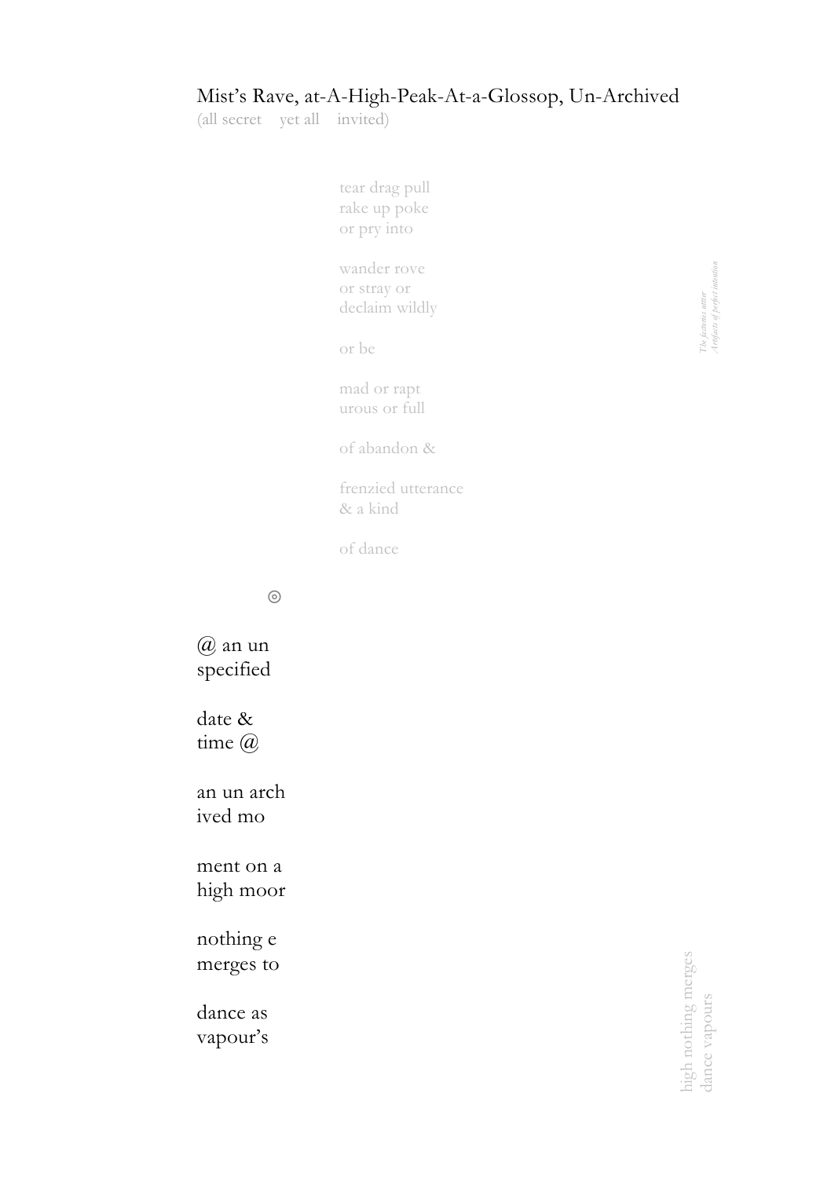Mist's Rave, at-A-High-Peak-At-a-Glossop, Un-Archived

(all secret yet all invited)

tear drag pull
rake up poke
or pry into

wander rove
or stray or
declaim wildly

or be

mad or rapt
urous or full

of abandon &

frenzied utterance
& a kind

of dance

*The fasterous natter*
*Artefacts of perfect intention*

◎

@ an un
specified

date &
time @

an un arch
ived mo

ment on a
high moor

nothing e
merges to

dance as
vapour's

high nothing merges
dance vapours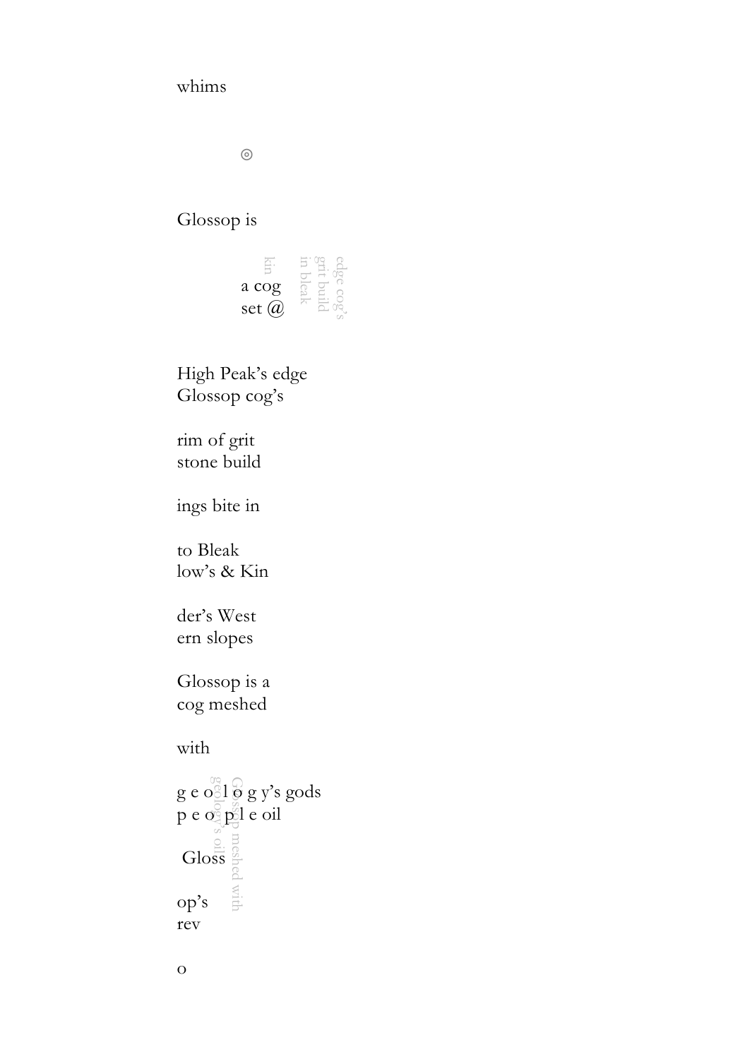whims

◎

Glossop is

a cog
set @

kin
in bleak
grit build
edge cog's

High Peak's edge
Glossop cog's

rim of grit
stone build

ings bite in

to Bleak
low's & Kin

der's West
ern slopes

Glossop is a
cog meshed

with

g e o l o g y's gods
p e o p l e oil

geology's oil
Glossop meshed with

Gloss

op's
rev

o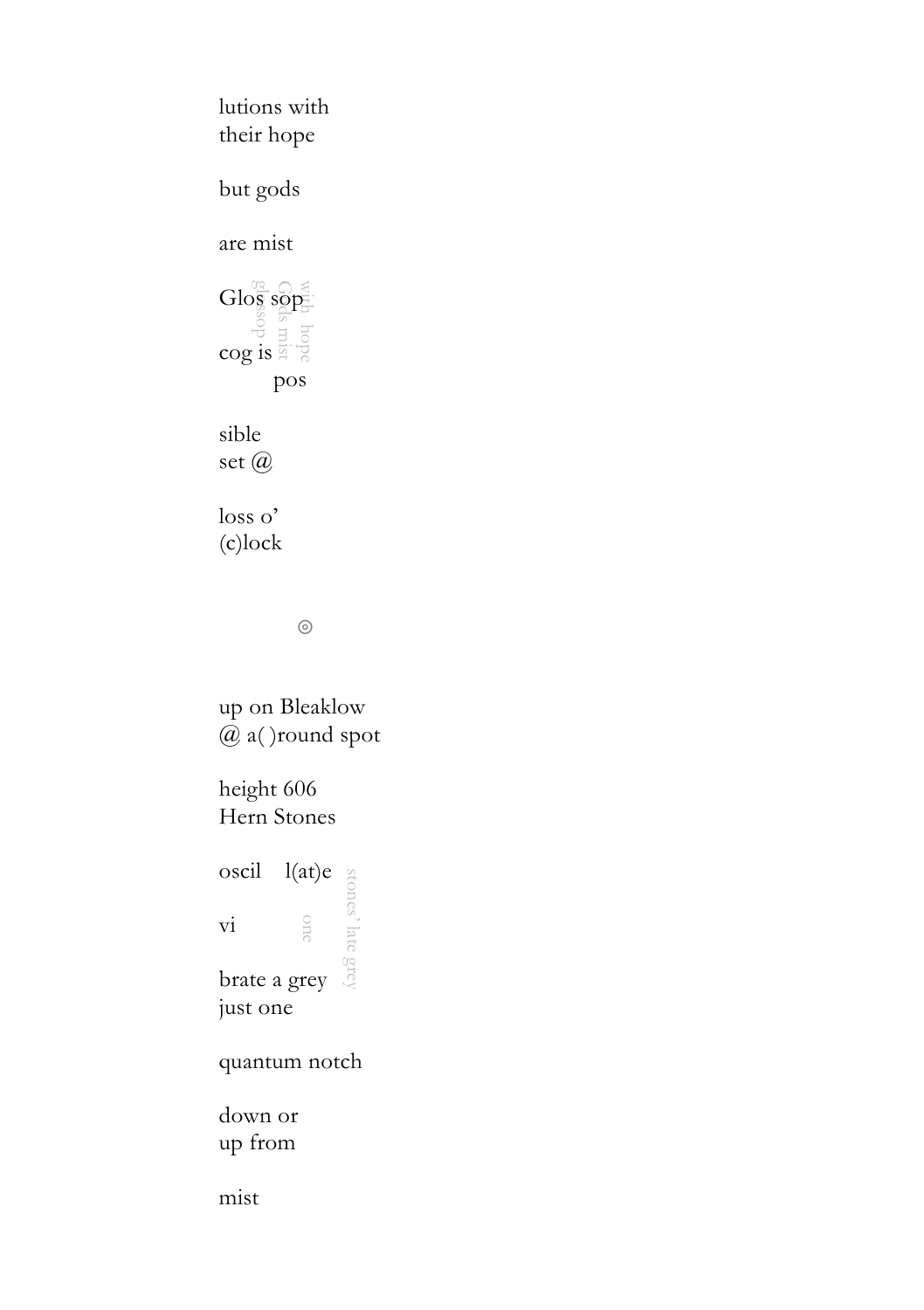lutions with
their hope

but gods

are mist

Glos sop

cog is
        pos

with hope
Gods mist
glossop

sible
set @

loss o'
(c)lock

◎

up on Bleaklow
@ a( )round spot

height 606
Hern Stones

oscil    l(at)e

vi

brate a grey
just one

one

stones' late grey

quantum notch

down or
up from

mist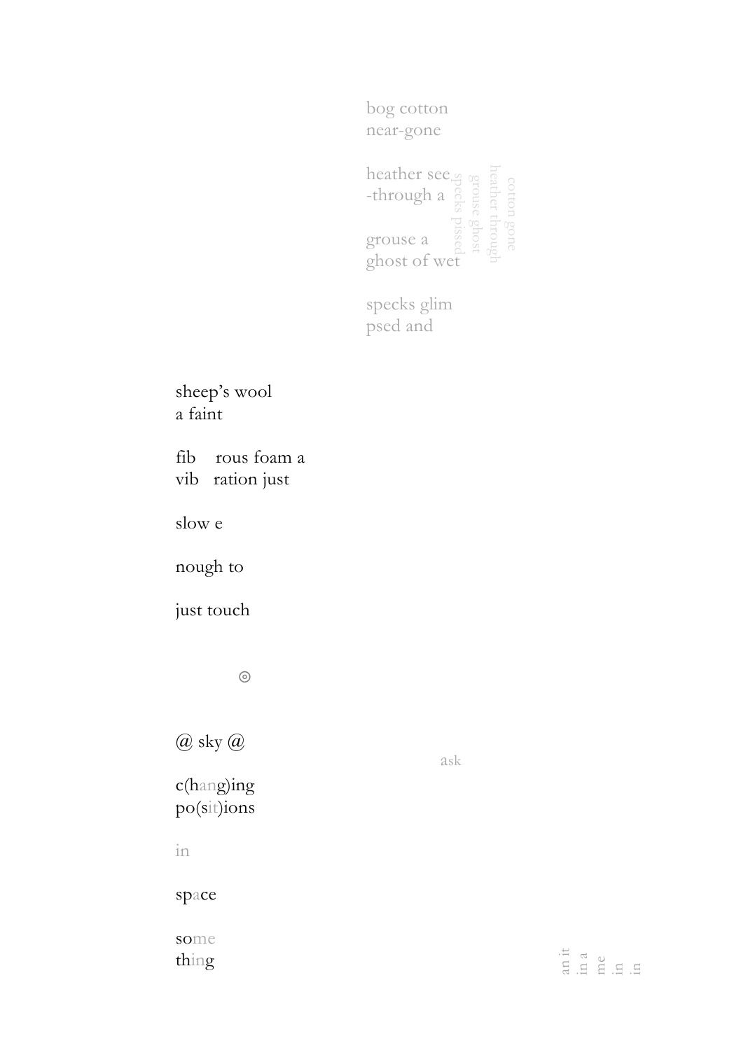bog cotton
near-gone

heather see
-through a

grouse a
ghost of wet

specks glim
psed and

cotton gone
heather through
grouse ghost
specks pissed

sheep's wool
a faint

fib    rous foam a
vib   ration just

slow e

nough to

just touch

◎

@ sky @

ask

c(hang)ing
po(sit)ions

in

space

some
thing

an it
in a
me
in
in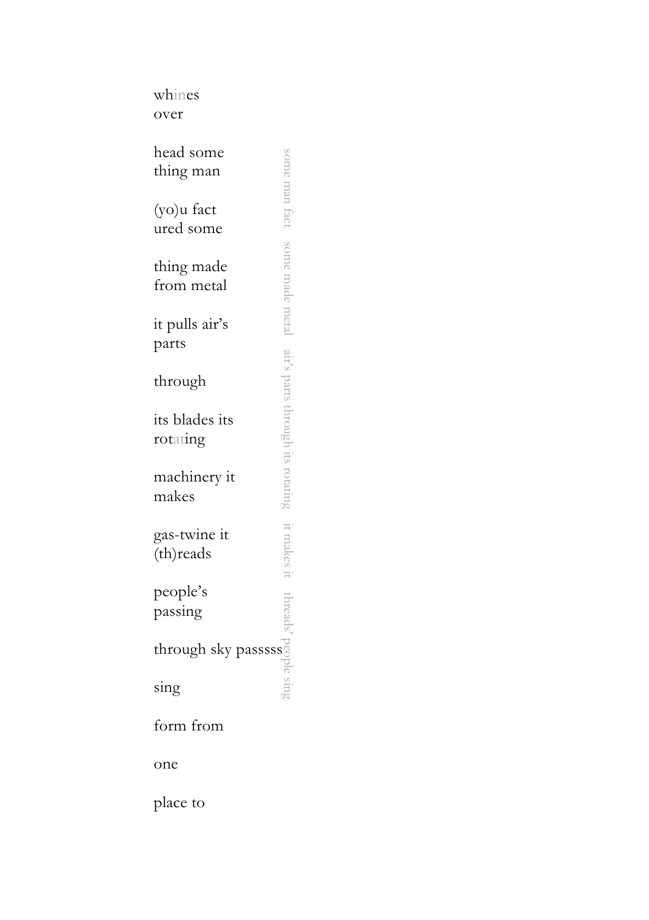whines
over

head some
thing man

(yo)u fact
ured some

thing made
from metal

it pulls air's
parts

through

its blades its
rotating

machinery it
makes

gas-twine it
(th)reads

people's
passing

through sky passsss

sing

form from

one

place to

some man fact some made metal air's parts through its rotating it makes it threads' people sing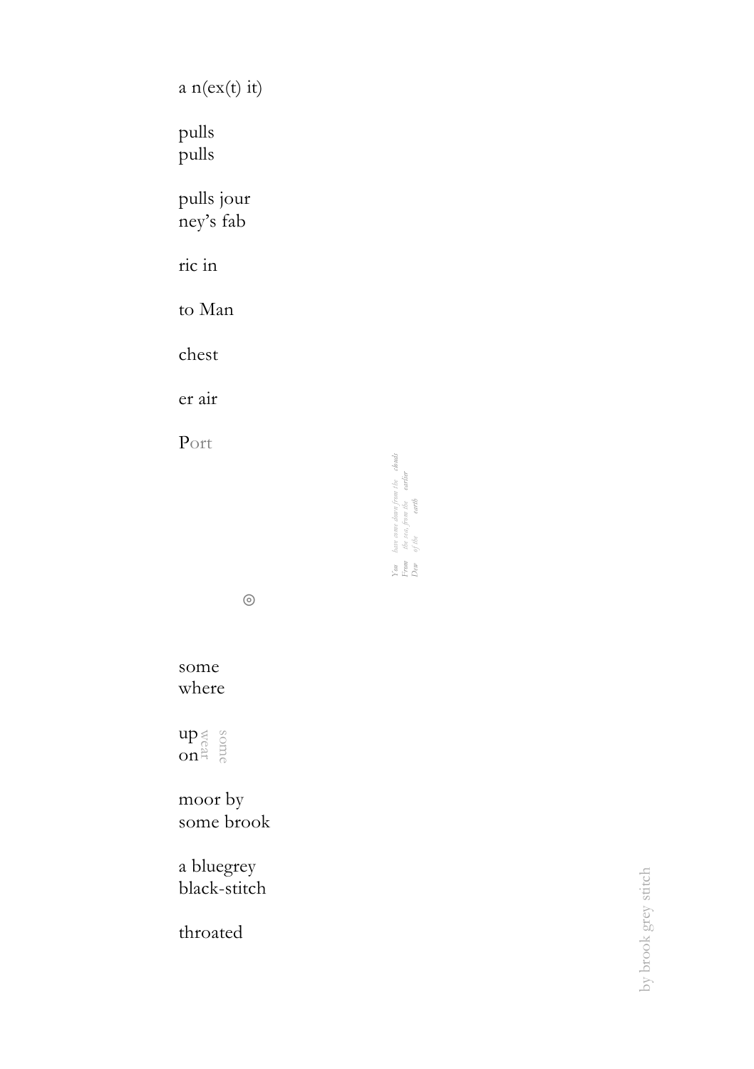a n(ex(t) it)

pulls
pulls

pulls jour
ney's fab

ric in

to Man

chest

er air

Port

*You have come down from the clouds*
*From the sea, from the earlier*
*Dew of the earth*

◎

some
where

up wear some
on

moor by
some brook

a bluegrey
black-stitch

throated

by brook grey stitch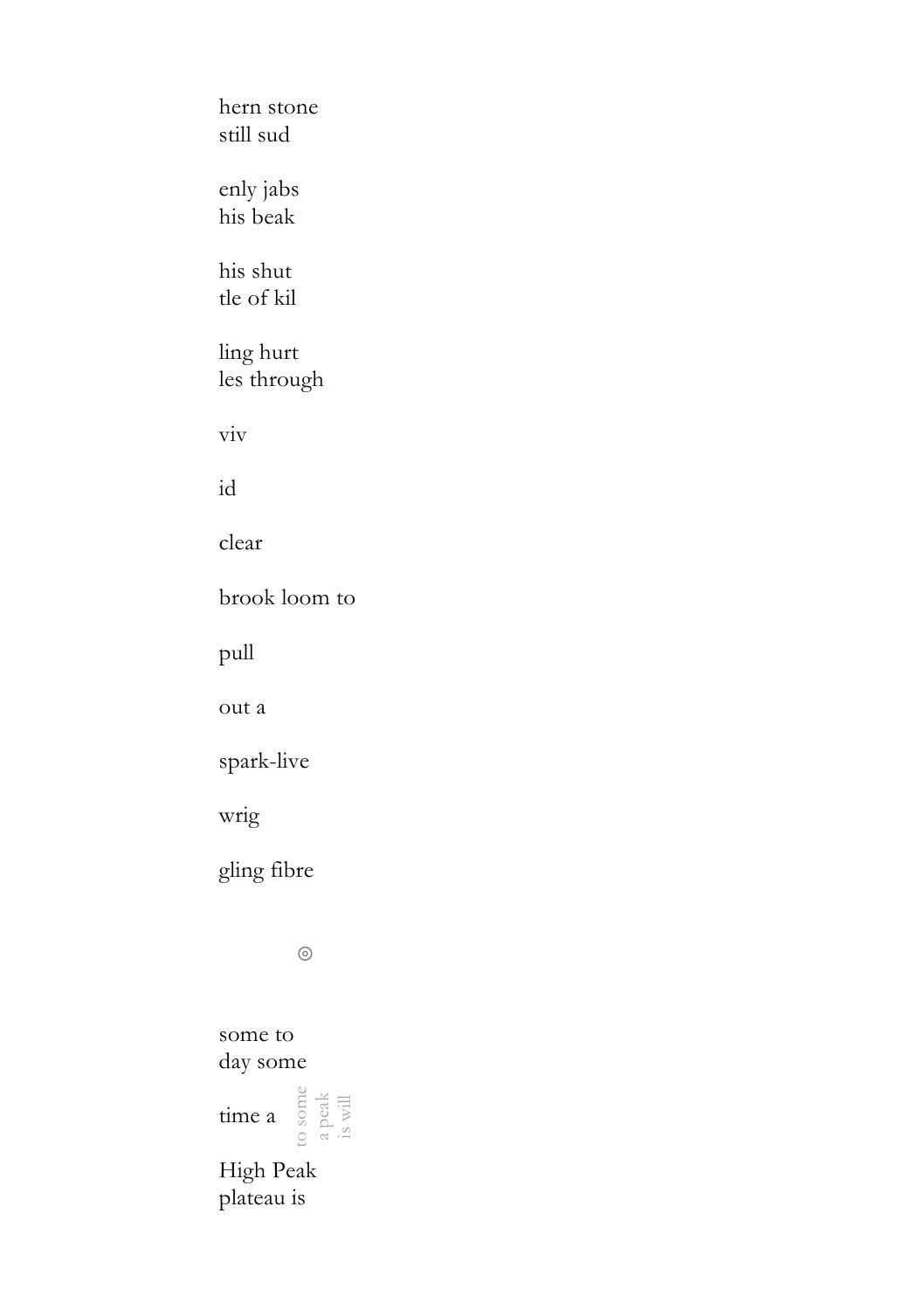hern stone  
still sud

enly jabs  
his beak

his shut  
tle of kil

ling hurt  
les through

viv

id

clear

brook loom to

pull

out a

spark-live

wrig

gling fibre

◎

some to  
day some

time a &nbsp;&nbsp; to some a peak is will

High Peak  
plateau is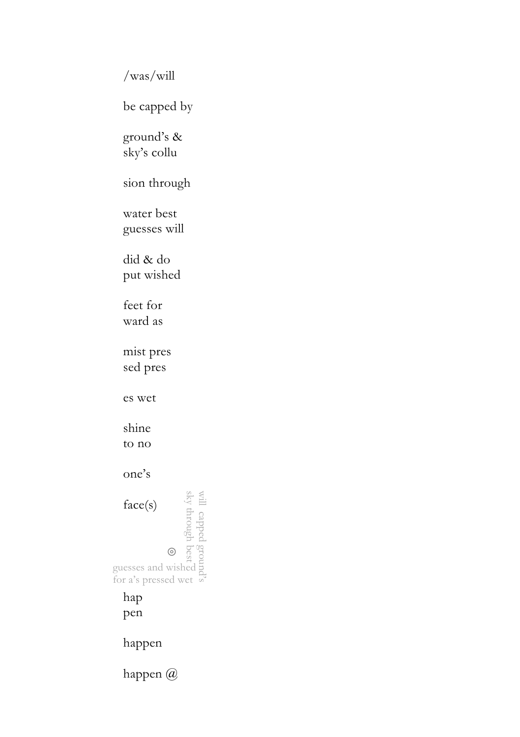/was/will

be capped by

ground’s &
sky’s collu

sion through

water best
guesses will

did & do
put wished

feet for
ward as

mist pres
sed pres

es wet

shine
to no

one’s

face(s)

will capped ground’s
sky through best

◎

guesses and wished
for a’s pressed wet

hap
pen

happen

happen @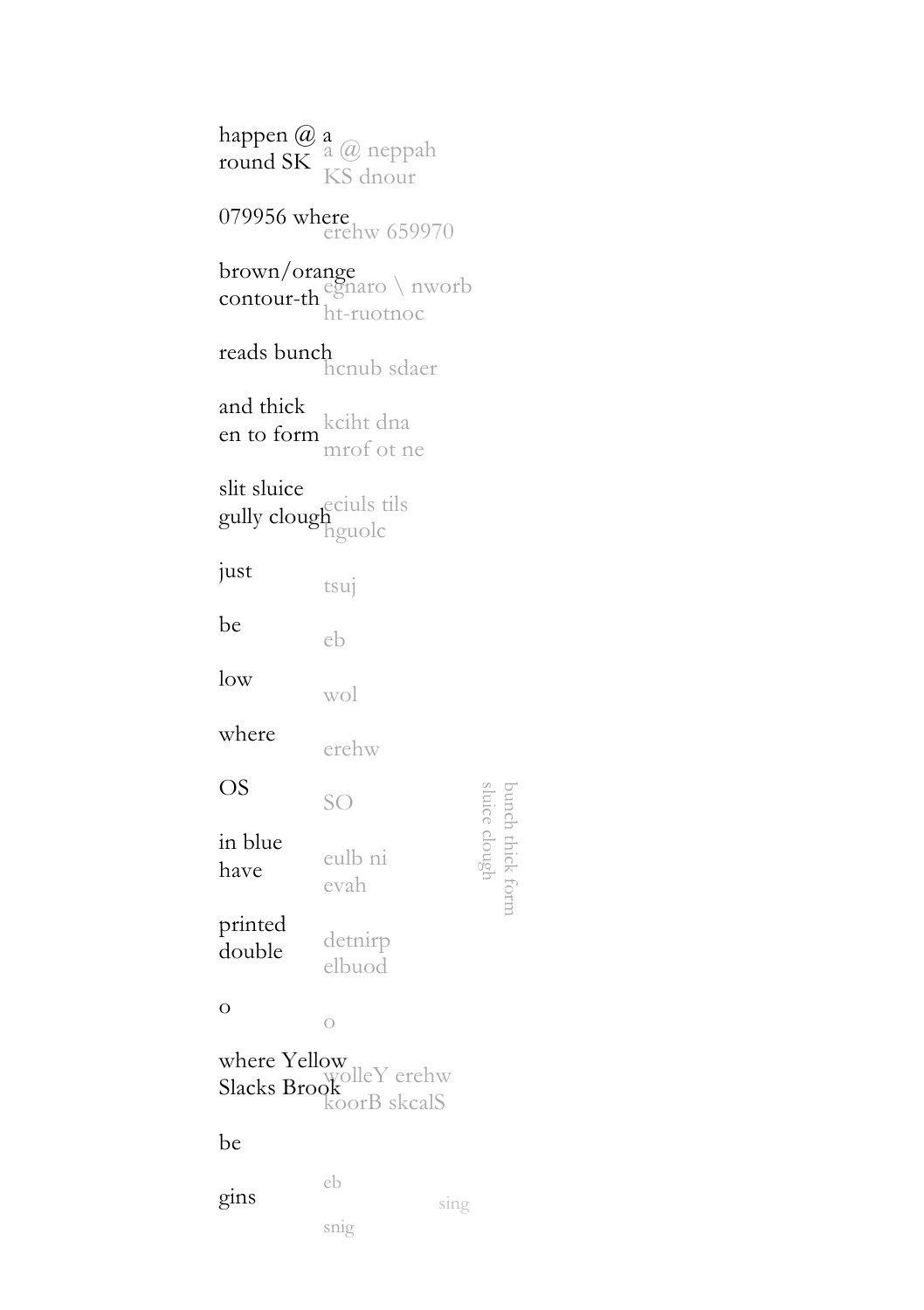happen @ a
round SK

a @ neppah
KS dnour

079956 where

erehw 659970

brown/orange
contour-th

egnaro \ nworb
ht-ruotnoc

reads bunch

hcnub sdaer

and thick
en to form

kciht dna
mrof ot ne

slit sluice
gully clough

eciuls tils
hguolc

just

tsuj

be

eb

low

wol

where

erehw

OS

SO

in blue
have

eulb ni
evah

printed
double

detnirp
elbuod

o

o

where Yellow
Slacks Brook

wolleY erehw
koorB skcalS

be

gins

eb

snig

sing

bunch thick form
sluice clough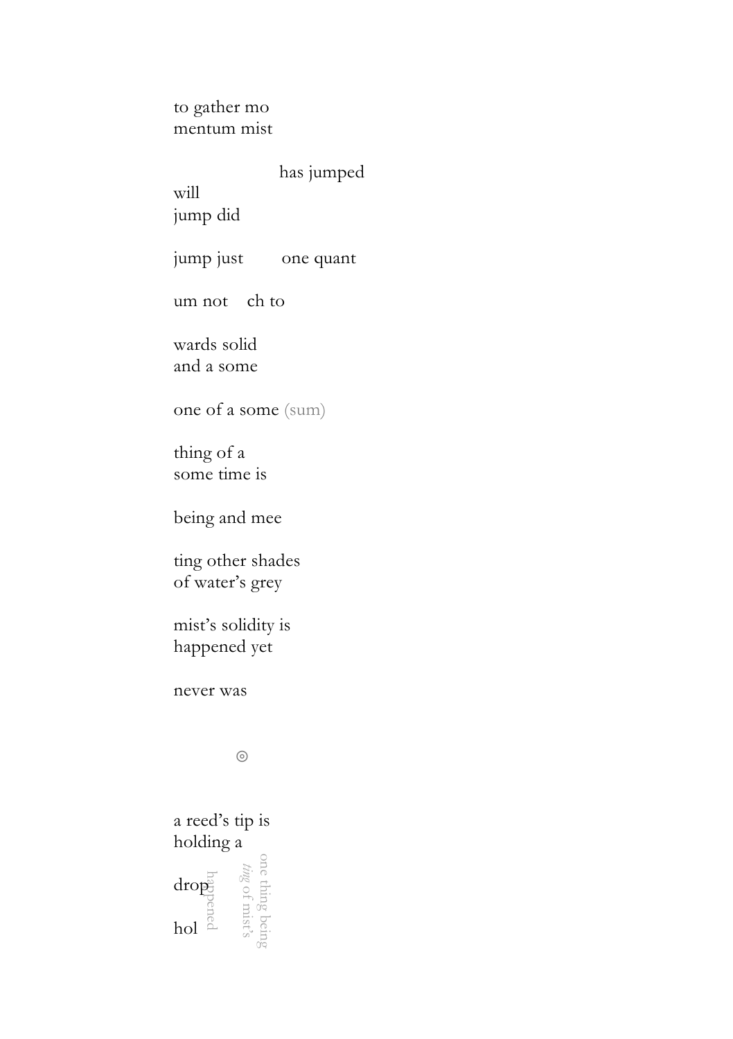to gather mo
mentum mist

                                has jumped
will
jump did

jump just        one quant

um not    ch to

wards solid
and a some

one of a some (sum)

thing of a
some time is

being and mee

ting other shades
of water's grey

mist's solidity is
happened yet

never was

◎

a reed's tip is
holding a

drop

hol

happened

*ting* of mist's

one thing being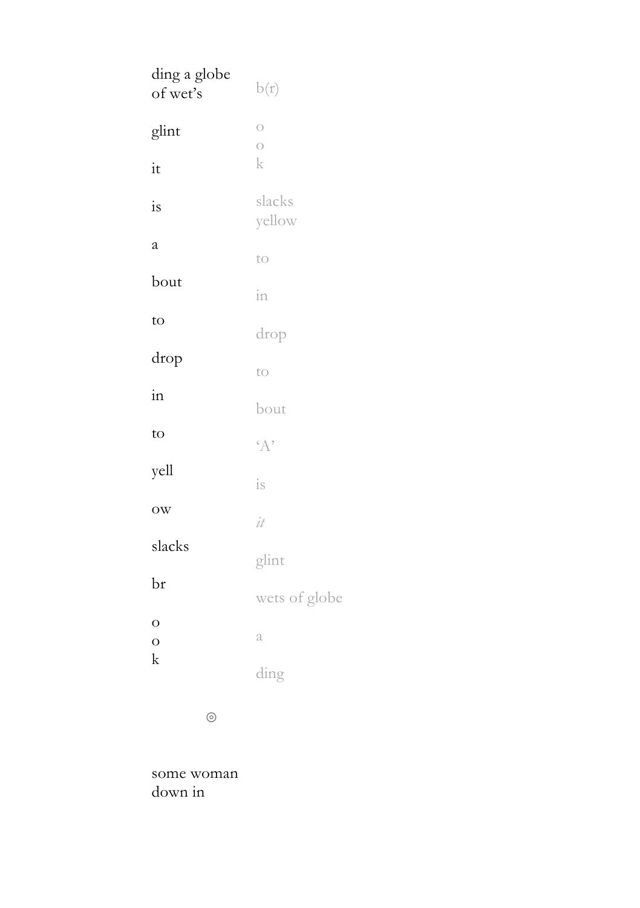| | |
|---|---|
| ding a globe<br>of wet's | b(r) |
| glint | o<br>o<br>k |
| it | |
| is | slacks<br>yellow |
| a | to |
| bout | in |
| to | drop |
| drop | to |
| in | bout |
| to | 'A' |
| yell | is |
| ow | *it* |
| slacks | glint |
| br | wets of globe |
| o<br>o<br>k | a |
| | ding |

◎

some woman
down in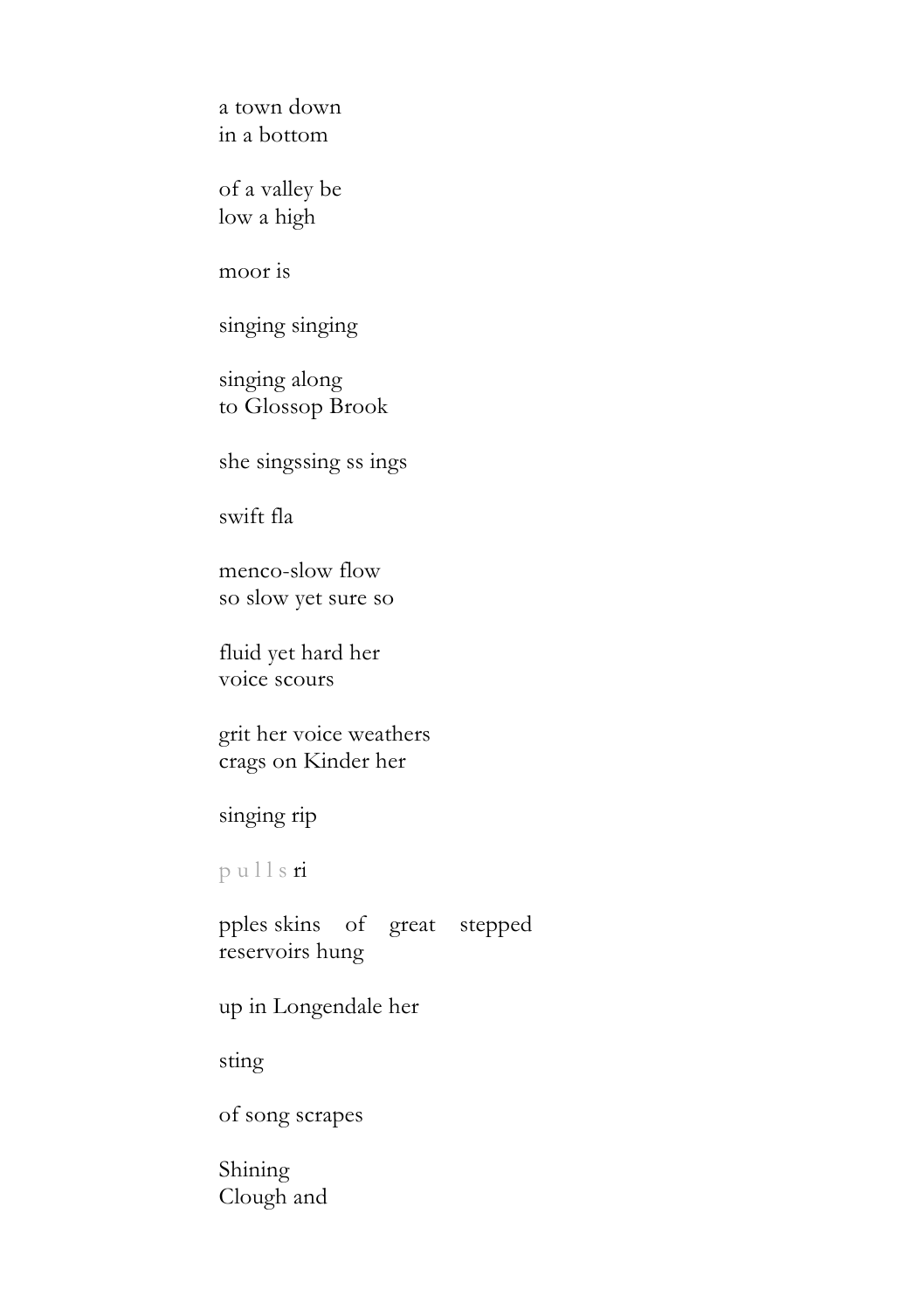a town down  
in a bottom

of a valley be  
low a high

moor is

singing singing

singing along  
to Glossop Brook

she singssing ss ings

swift fla

menco-slow flow  
so slow yet sure so

fluid yet hard her  
voice scours

grit her voice weathers  
crags on Kinder her

singing rip

p u l l s ri

pples skins    of    great    stepped  
reservoirs hung

up in Longendale her

sting

of song scrapes

Shining  
Clough and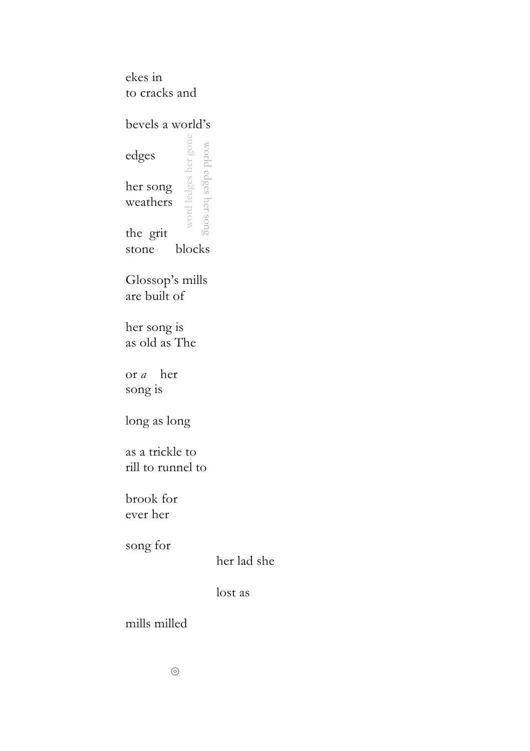ekes in  
to cracks and

bevels a world's

edges

her song  
weathers

word ledges her gone

world edges her song

the  grit  
stone      blocks

Glossop's mills  
are built of

her song is  
as old as The

or *a*    her  
song is

long as long

as a trickle to  
rill to runnel to

brook for  
ever her

song for  
                    her lad she

                    lost as

mills milled

◎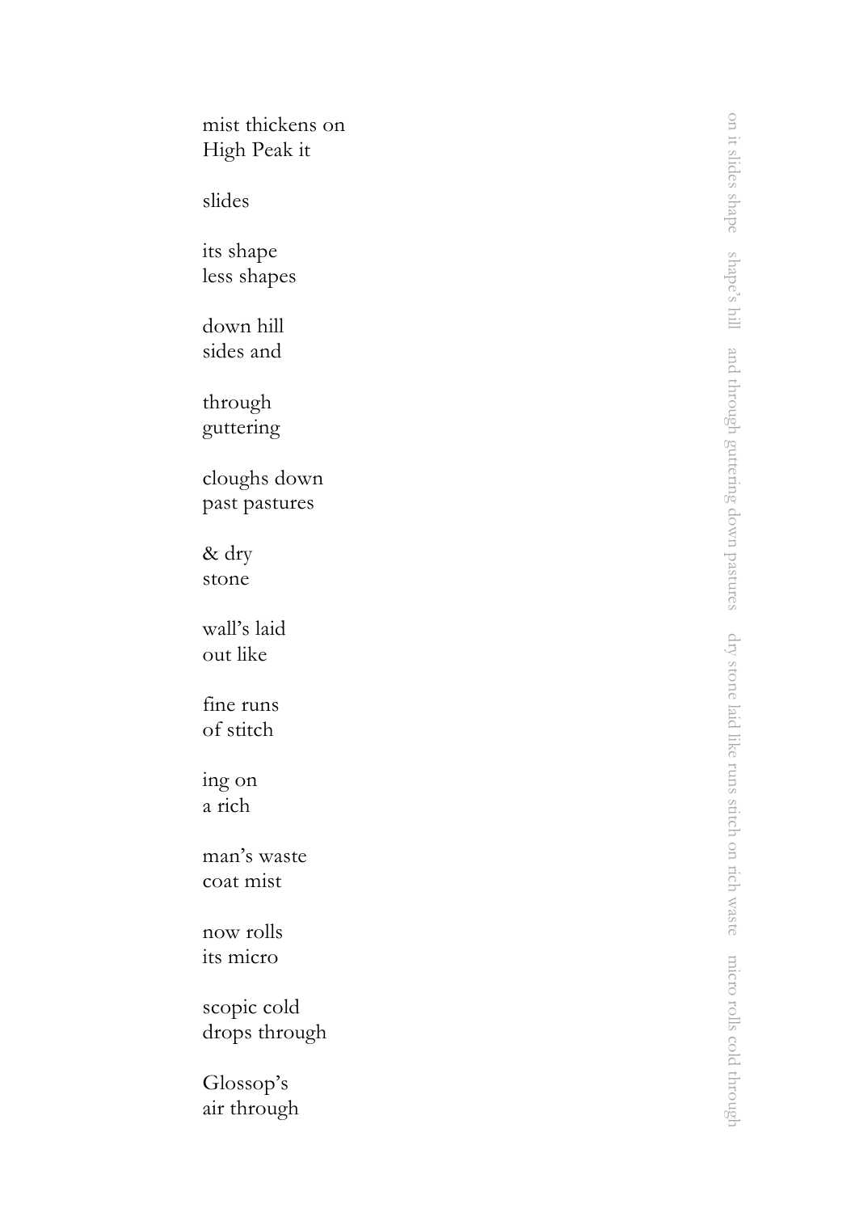mist thickens on  
High Peak it

slides

its shape  
less shapes

down hill  
sides and

through  
guttering

cloughs down  
past pastures

& dry  
stone

wall's laid  
out like

fine runs  
of stitch

ing on  
a rich

man's waste  
coat mist

now rolls  
its micro

scopic cold  
drops through

Glossop's  
air through

on it slides shape    shape's hill    and through guttering down pastures    dry stone laid like runs stitch on rich waste    micro rolls cold through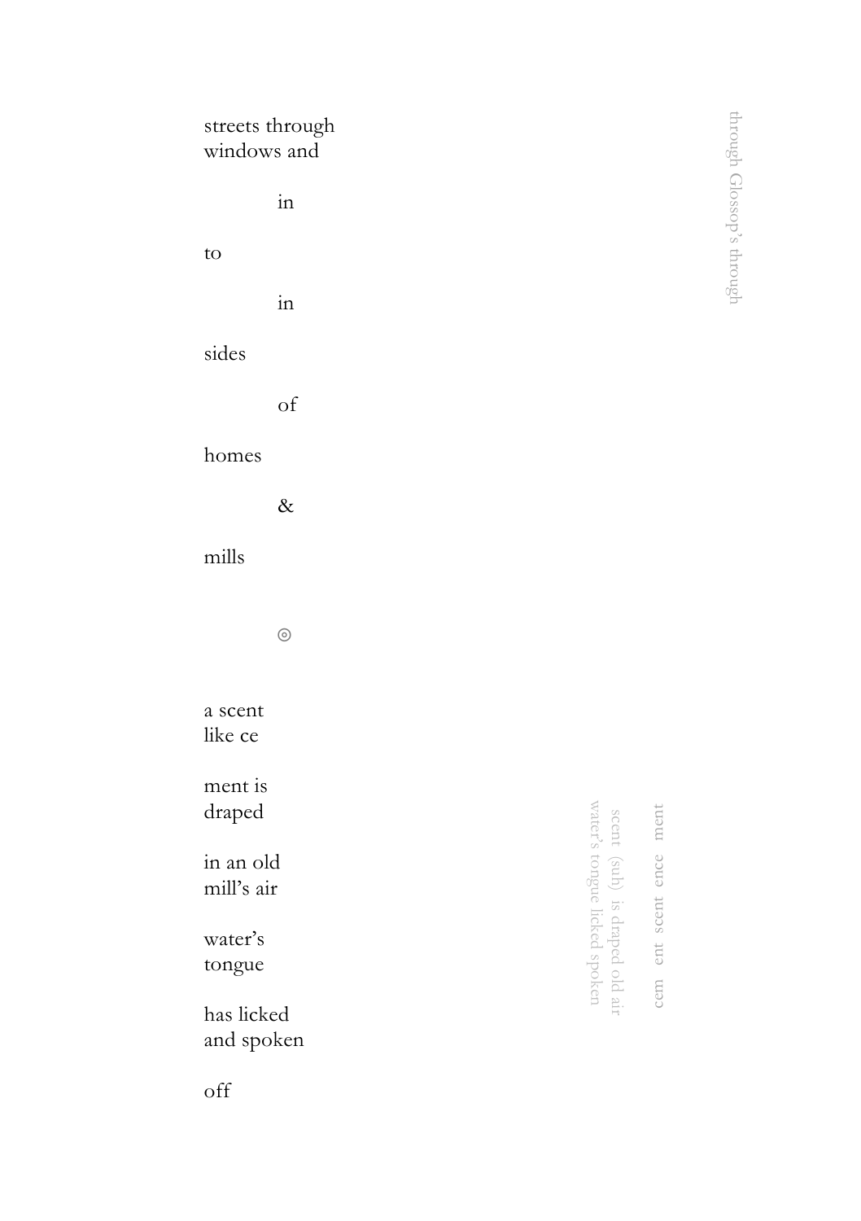streets through
windows and

in

to

in

sides

of

homes

&

mills

◎

a scent
like ce

ment is
draped

in an old
mill's air

water's
tongue

has licked
and spoken

off

through Glossop's through

cem ent scent ence ment

scent (sub) is draped old air
water's tongue licked spoken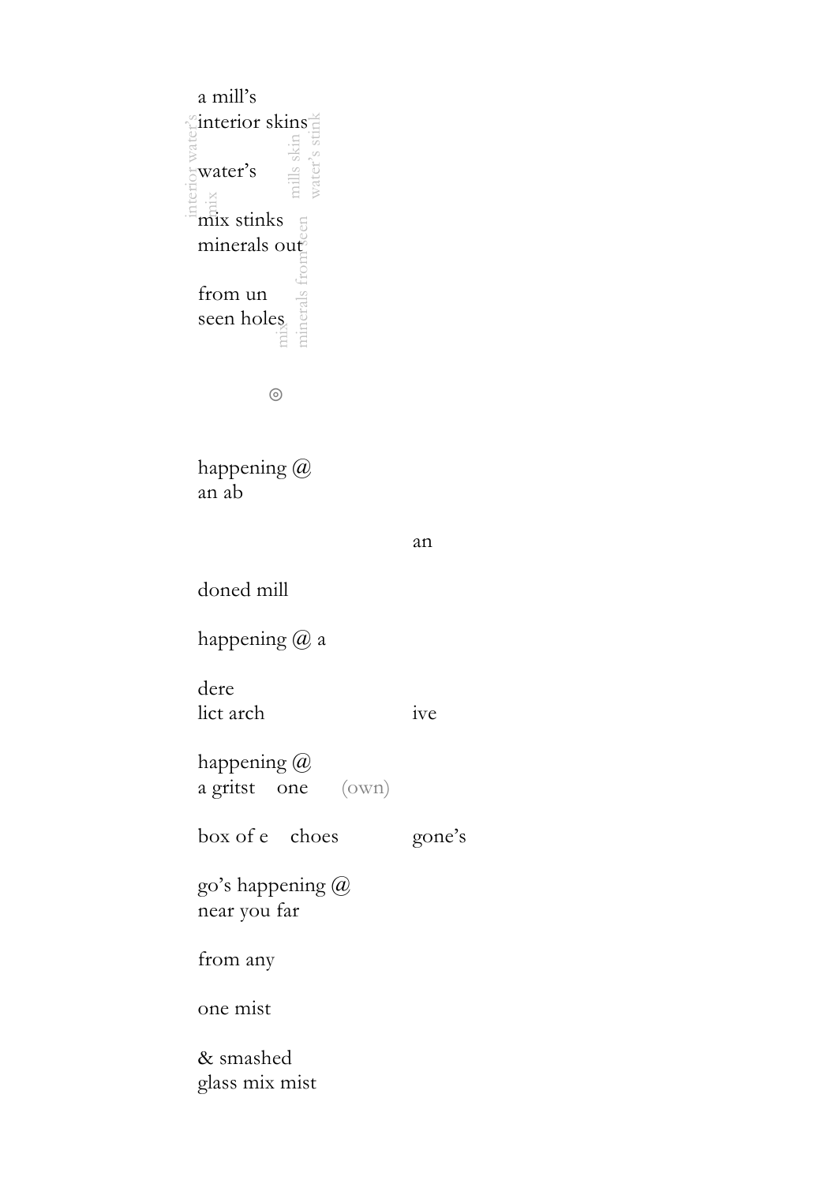a mill's
interior skins

water's

mix stinks
minerals out

from un
seen holes

interior water's mix

mills skin water's stink

minerals from seen mix

◎

happening @
an ab

an

doned mill

happening @ a

dere
lict arch ive

happening @
a gritst one (own)

box of e choes gone's

go's happening @
near you far

from any

one mist

& smashed
glass mix mist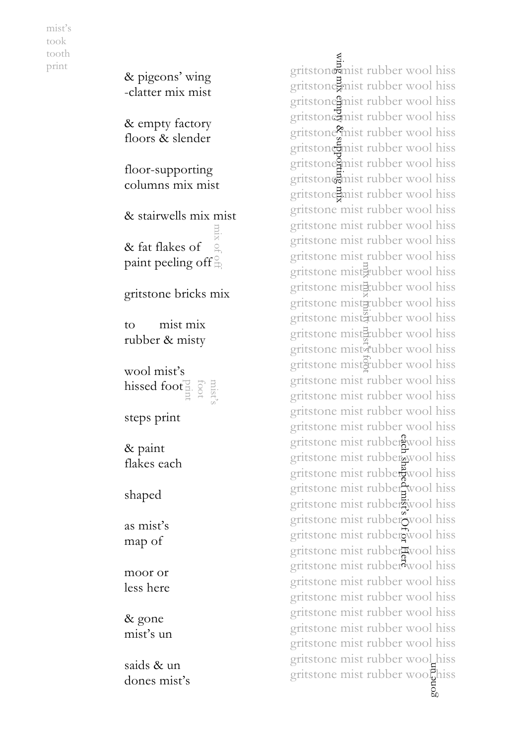mist's
took
tooth
print

& pigeons' wing
-clatter mix mist

& empty factory
floors & slender

floor-supporting
columns mix mist

& stairwells mix mist

& fat flakes of
paint peeling off

mix of off

gritstone bricks mix

to    mist mix
rubber & misty

wool mist's
hissed foot

print
foot
mist's

steps print

& paint
flakes each

shaped

as mist's
map of

moor or
less here

& gone
mist's un

saids & un
dones mist's

gritstone mist rubber wool hiss
gritstone mist rubber wool hiss
gritstone mist rubber wool hiss
gritstone mist rubber wool hiss
gritstone mist rubber wool hiss
gritstone mist rubber wool hiss
gritstone mist rubber wool hiss
gritstone mist rubber wool hiss
gritstone mist rubber wool hiss
gritstone mist rubber wool hiss
gritstone mist rubber wool hiss
gritstone mist rubber wool hiss
gritstone mist rubber wool hiss
gritstone mist rubber wool hiss
gritstone mist rubber wool hiss
gritstone mist rubber wool hiss
gritstone mist rubber wool hiss
gritstone mist rubber wool hiss
gritstone mist rubber wool hiss
gritstone mist rubber wool hiss
gritstone mist rubber wool hiss
gritstone mist rubber wool hiss
gritstone mist rubber wool hiss
gritstone mist rubber wool hiss
gritstone mist rubber wool hiss
gritstone mist rubber wool hiss
gritstone mist rubber wool hiss
gritstone mist rubber wool hiss
gritstone mist rubber wool hiss
gritstone mist rubber wool hiss
gritstone mist rubber wool hiss
gritstone mist rubber wool hiss
gritstone mist rubber wool hiss
gritstone mist rubber wool hiss
gritstone mist rubber wool hiss
gritstone mist rubber wool hiss
gritstone mist rubber wool hiss
gritstone mist rubber wool hiss
gritstone mist rubber wool hiss
gritstone mist rubber wool hiss

wing mix empty & supporting mix

mix mix misty mist's foot

each shaped mist's Of or Here

gone un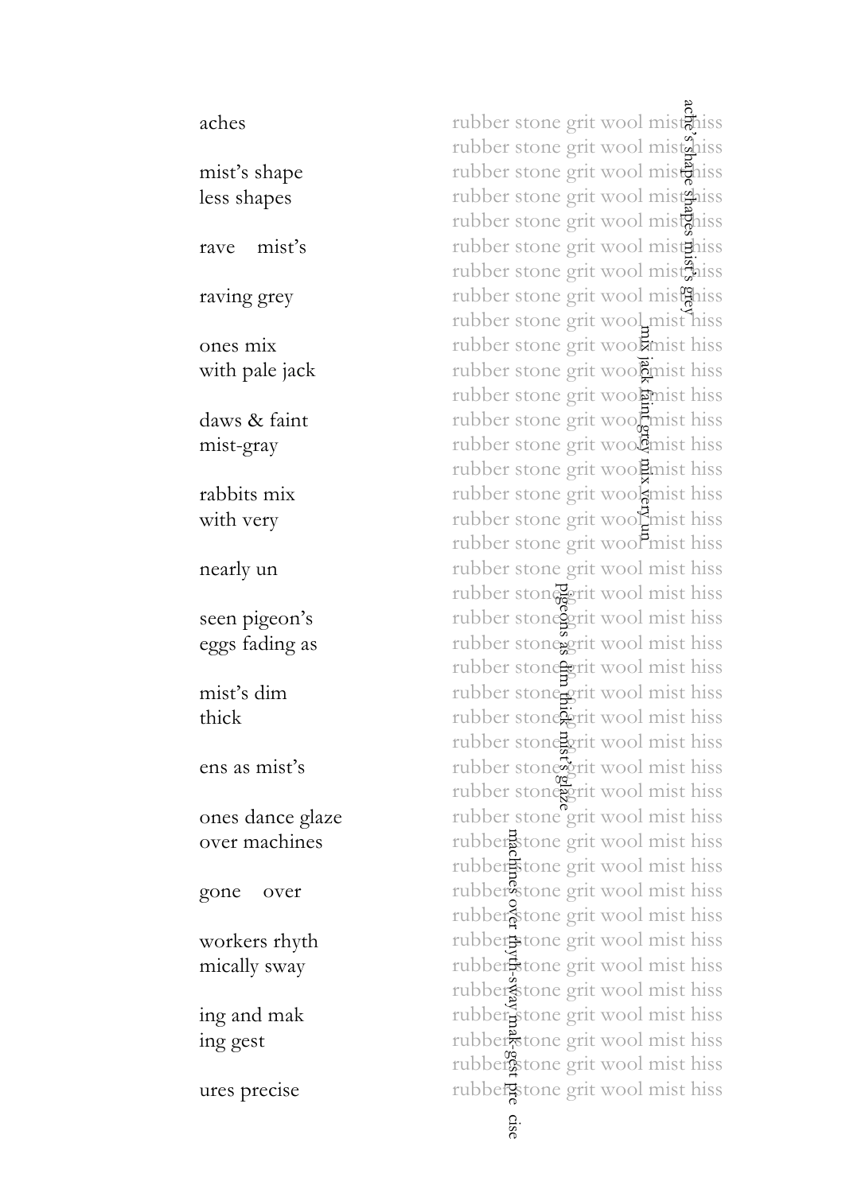aches

mist's shape
less shapes

rave    mist's

raving grey

ones mix
with pale jack

daws & faint
mist-gray

rabbits mix
with very

nearly un

seen pigeon's
eggs fading as

mist's dim
thick

ens as mist's

ones dance glaze
over machines

gone    over

workers rhyth
mically sway

ing and mak
ing gest

ures precise

rubber stone grit wool mist hiss
rubber stone grit wool mist hiss
rubber stone grit wool mist hiss
rubber stone grit wool mist hiss
rubber stone grit wool mist hiss
rubber stone grit wool mist hiss
rubber stone grit wool mist hiss
rubber stone grit wool mist hiss
rubber stone grit wool mist hiss
rubber stone grit wool mist hiss
rubber stone grit wool mist hiss
rubber stone grit wool mist hiss
rubber stone grit wool mist hiss
rubber stone grit wool mist hiss
rubber stone grit wool mist hiss
rubber stone grit wool mist hiss
rubber stone grit wool mist hiss
rubber stone grit wool mist hiss
rubber stone grit wool mist hiss
rubber stone grit wool mist hiss
rubber stone grit wool mist hiss
rubber stone grit wool mist hiss
rubber stone grit wool mist hiss
rubber stone grit wool mist hiss
rubber stone grit wool mist hiss
rubber stone grit wool mist hiss
rubber stone grit wool mist hiss
rubber stone grit wool mist hiss
rubber stone grit wool mist hiss
rubber stone grit wool mist hiss
rubber stone grit wool mist hiss
rubber stone grit wool mist hiss
rubber stone grit wool mist hiss
rubber stone grit wool mist hiss
rubber stone grit wool mist hiss
rubber stone grit wool mist hiss
rubber stone grit wool mist hiss
rubber stone grit wool mist hiss
rubber stone grit wool mist hiss
rubber stone grit wool mist hiss
rubber stone grit wool mist hiss

ache's shape shapes mist's grey

mix jack faint grey mix very un

pigeons as dim thick mist's glaze

machines over rhyth-sway mak gest pre cise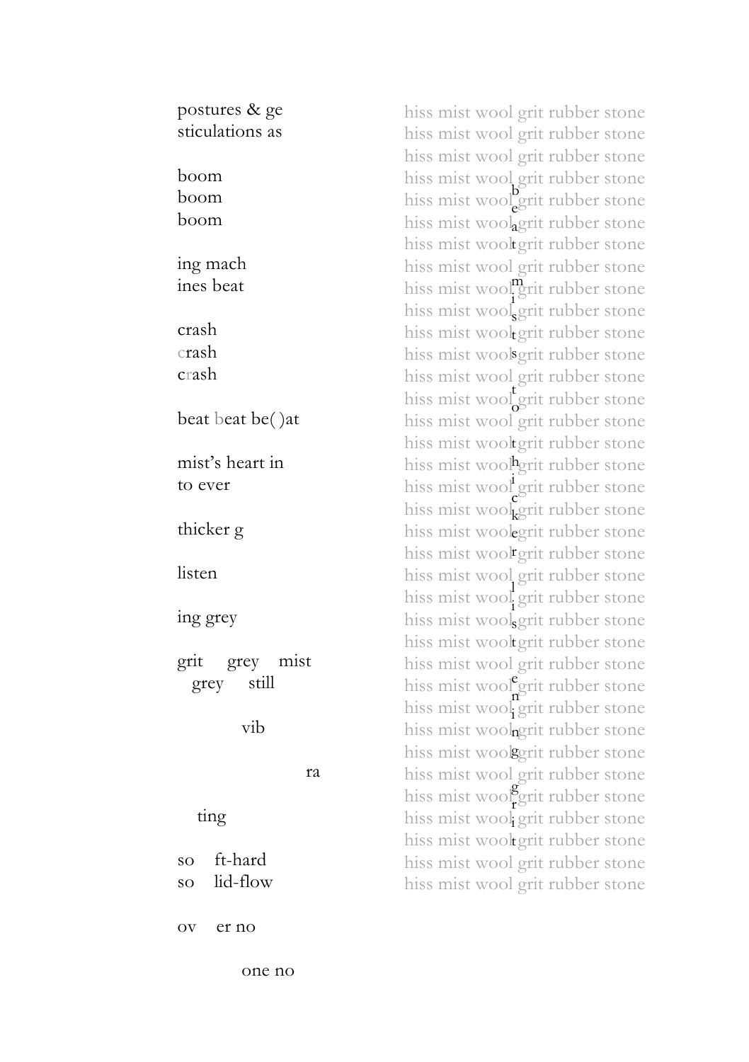postures & ge
sticulations as

boom
boom
boom

ing mach
ines beat

crash
crash
crash

beat beat be( )at

mist's heart in
to ever

thicker g

listen

ing grey

grit grey mist
grey still

vib

ra

ting

so ft-hard
so lid-flow

ov er no

one no

hiss mist wool grit rubber stone
hiss mist wool grit rubber stone
hiss mist wool grit rubber stone
hiss mist wool grit rubber stone
hiss mist wool be grit rubber stone
hiss mist wool a grit rubber stone
hiss mist wool t grit rubber stone
hiss mist wool grit rubber stone
hiss mist wool m grit rubber stone
hiss mist wool is grit rubber stone
hiss mist wool t grit rubber stone
hiss mist wool s grit rubber stone
hiss mist wool grit rubber stone
hiss mist wool to grit rubber stone
hiss mist wool grit rubber stone
hiss mist wool t grit rubber stone
hiss mist wool h grit rubber stone
hiss mist wool ic grit rubber stone
hiss mist wool k grit rubber stone
hiss mist wool e grit rubber stone
hiss mist wool r grit rubber stone
hiss mist wool grit rubber stone
hiss mist wool li grit rubber stone
hiss mist wool s grit rubber stone
hiss mist wool t grit rubber stone
hiss mist wool grit rubber stone
hiss mist wool en grit rubber stone
hiss mist wool i grit rubber stone
hiss mist wool n grit rubber stone
hiss mist wool g grit rubber stone
hiss mist wool grit rubber stone
hiss mist wool gr grit rubber stone
hiss mist wool i grit rubber stone
hiss mist wool t grit rubber stone
hiss mist wool grit rubber stone
hiss mist wool grit rubber stone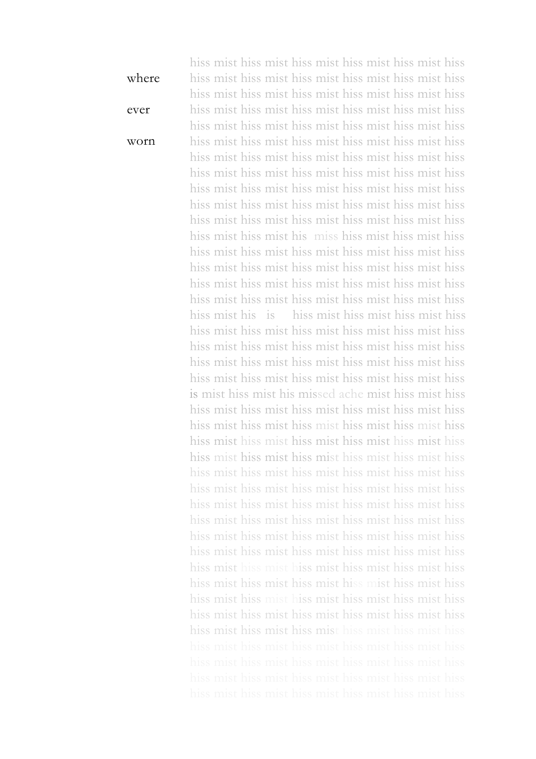hiss mist hiss mist hiss mist hiss mist hiss mist hiss
where hiss mist hiss mist hiss mist hiss mist hiss mist hiss
hiss mist hiss mist hiss mist hiss mist hiss mist hiss
ever hiss mist hiss mist hiss mist hiss mist hiss mist hiss
hiss mist hiss mist hiss mist hiss mist hiss mist hiss
worn hiss mist hiss mist hiss mist hiss mist hiss mist hiss
hiss mist hiss mist hiss mist hiss mist hiss mist hiss
hiss mist hiss mist hiss mist hiss mist hiss mist hiss
hiss mist hiss mist hiss mist hiss mist hiss mist hiss
hiss mist hiss mist hiss mist hiss mist hiss mist hiss
hiss mist hiss mist hiss mist hiss mist hiss mist hiss
hiss mist hiss mist his miss hiss mist hiss mist hiss
hiss mist hiss mist hiss mist hiss mist hiss mist hiss
hiss mist hiss mist hiss mist hiss mist hiss mist hiss
hiss mist hiss mist hiss mist hiss mist hiss mist hiss
hiss mist hiss mist hiss mist hiss mist hiss mist hiss
hiss mist his is hiss mist hiss mist hiss mist hiss
hiss mist hiss mist hiss mist hiss mist hiss mist hiss
hiss mist hiss mist hiss mist hiss mist hiss mist hiss
hiss mist hiss mist hiss mist hiss mist hiss mist hiss
hiss mist hiss mist hiss mist hiss mist hiss mist hiss
is mist hiss mist his missed ache mist hiss mist hiss
hiss mist hiss mist hiss mist hiss mist hiss mist hiss
hiss mist hiss mist hiss mist hiss mist hiss mist hiss
hiss mist hiss mist hiss mist hiss mist hiss mist hiss
hiss mist hiss mist hiss mist hiss mist hiss mist hiss
hiss mist hiss mist hiss mist hiss mist hiss mist hiss
hiss mist hiss mist hiss mist hiss mist hiss mist hiss
hiss mist hiss mist hiss mist hiss mist hiss mist hiss
hiss mist hiss mist hiss mist hiss mist hiss mist hiss
hiss mist hiss mist hiss mist hiss mist hiss mist hiss
hiss mist hiss mist hiss mist hiss mist hiss mist hiss
hiss mist hiss mist hiss mist hiss mist hiss mist hiss
hiss mist hiss mist hiss mist hiss mist hiss mist hiss
hiss mist hiss mist hiss mist hiss mist hiss mist hiss
hiss mist hiss mist hiss mist hiss mist hiss mist hiss
hiss mist hiss mist hiss mist hiss mist hiss mist hiss
hiss mist hiss mist hiss mist hiss mist hiss mist hiss
hiss mist hiss mist hiss mist hiss mist hiss mist hiss
hiss mist hiss mist hiss mist hiss mist hiss mist hiss
hiss mist hiss mist hiss mist hiss mist hiss mist hiss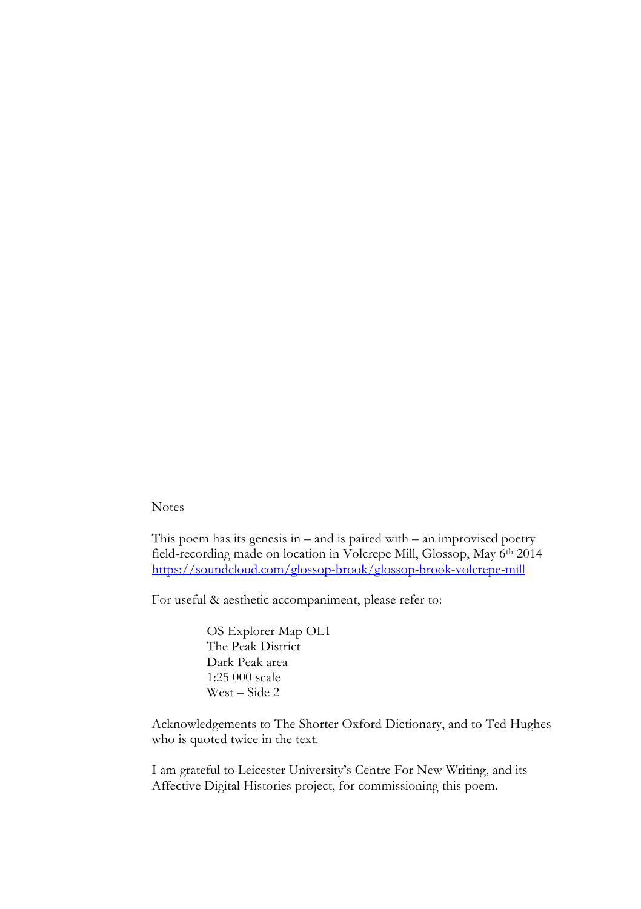Notes

This poem has its genesis in – and is paired with – an improvised poetry field-recording made on location in Volcrepe Mill, Glossop, May 6th 2014
https://soundcloud.com/glossop-brook/glossop-brook-volcrepe-mill

For useful & aesthetic accompaniment, please refer to:

> OS Explorer Map OL1
> The Peak District
> Dark Peak area
> 1:25 000 scale
> West – Side 2

Acknowledgements to The Shorter Oxford Dictionary, and to Ted Hughes who is quoted twice in the text.

I am grateful to Leicester University's Centre For New Writing, and its Affective Digital Histories project, for commissioning this poem.